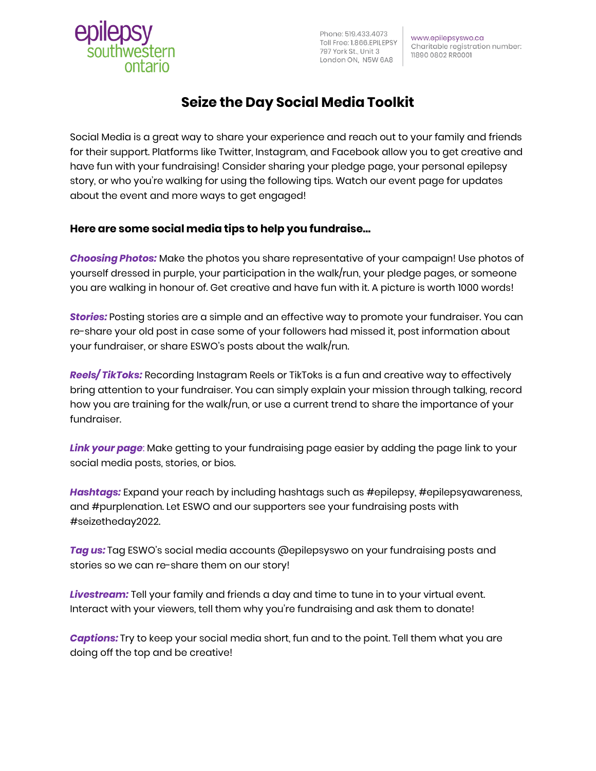epilepsy southwestern ontario

Phone: 519.433.4073
Toll Free: 1.866.EPILEPSY
797 York St., Unit 3
London ON, N5W 6A8

www.epilepsyswo.ca
Charitable registration number: 11890 0802 RR0001

# Seize the Day Social Media Toolkit

Social Media is a great way to share your experience and reach out to your family and friends for their support. Platforms like Twitter, Instagram, and Facebook allow you to get creative and have fun with your fundraising! Consider sharing your pledge page, your personal epilepsy story, or who you're walking for using the following tips. Watch our event page for updates about the event and more ways to get engaged!

### Here are some social media tips to help you fundraise…

***Choosing Photos:*** Make the photos you share representative of your campaign! Use photos of yourself dressed in purple, your participation in the walk/run, your pledge pages, or someone you are walking in honour of. Get creative and have fun with it. A picture is worth 1000 words!

***Stories:*** Posting stories are a simple and an effective way to promote your fundraiser. You can re-share your old post in case some of your followers had missed it, post information about your fundraiser, or share ESWO's posts about the walk/run.

***Reels/ TikToks:*** Recording Instagram Reels or TikToks is a fun and creative way to effectively bring attention to your fundraiser. You can simply explain your mission through talking, record how you are training for the walk/run, or use a current trend to share the importance of your fundraiser.

***Link your page***: Make getting to your fundraising page easier by adding the page link to your social media posts, stories, or bios.

***Hashtags:*** Expand your reach by including hashtags such as #epilepsy, #epilepsyawareness, and #purplenation. Let ESWO and our supporters see your fundraising posts with #seizetheday2022.

***Tag us:*** Tag ESWO's social media accounts @epilepsyswo on your fundraising posts and stories so we can re-share them on our story!

***Livestream:*** Tell your family and friends a day and time to tune in to your virtual event. Interact with your viewers, tell them why you're fundraising and ask them to donate!

***Captions:*** Try to keep your social media short, fun and to the point. Tell them what you are doing off the top and be creative!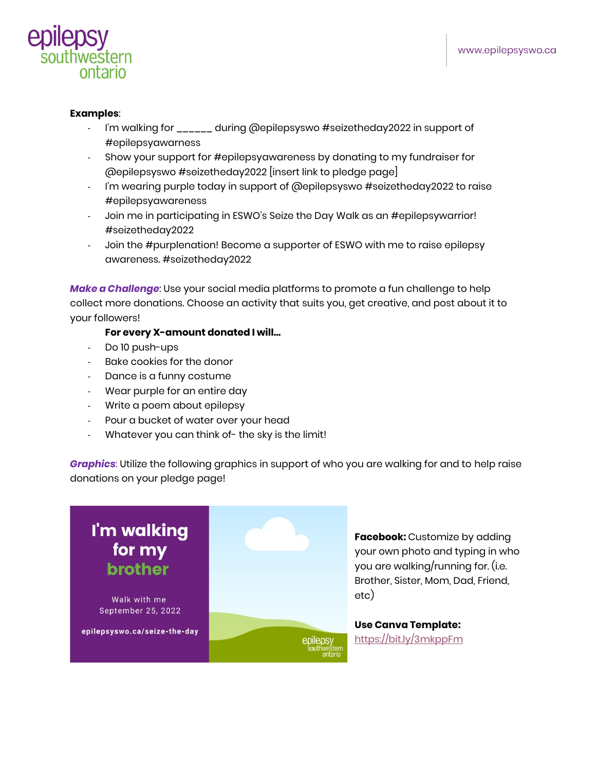**Examples**:

- I'm walking for ______ during @epilepsyswo #seizetheday2022 in support of #epilepsyawarness
- Show your support for #epilepsyawareness by donating to my fundraiser for @epilepsyswo #seizetheday2022 [insert link to pledge page]
- I'm wearing purple today in support of @epilepsyswo #seizetheday2022 to raise #epilepsyawareness
- Join me in participating in ESWO's Seize the Day Walk as an #epilepsywarrior! #seizetheday2022
- Join the #purplenation! Become a supporter of ESWO with me to raise epilepsy awareness. #seizetheday2022

***Make a Challenge***: Use your social media platforms to promote a fun challenge to help collect more donations. Choose an activity that suits you, get creative, and post about it to your followers!

**For every X-amount donated I will...**

- Do 10 push-ups
- Bake cookies for the donor
- Dance is a funny costume
- Wear purple for an entire day
- Write a poem about epilepsy
- Pour a bucket of water over your head
- Whatever you can think of- the sky is the limit!

***Graphics***: Utilize the following graphics in support of who you are walking for and to help raise donations on your pledge page!

I'm walking for my brother

Walk with me
September 25, 2022

epilepsyswo.ca/seize-the-day

**Facebook:** Customize by adding your own photo and typing in who you are walking/running for. (i.e. Brother, Sister, Mom, Dad, Friend, etc)

**Use Canva Template:** https://bit.ly/3mkppFm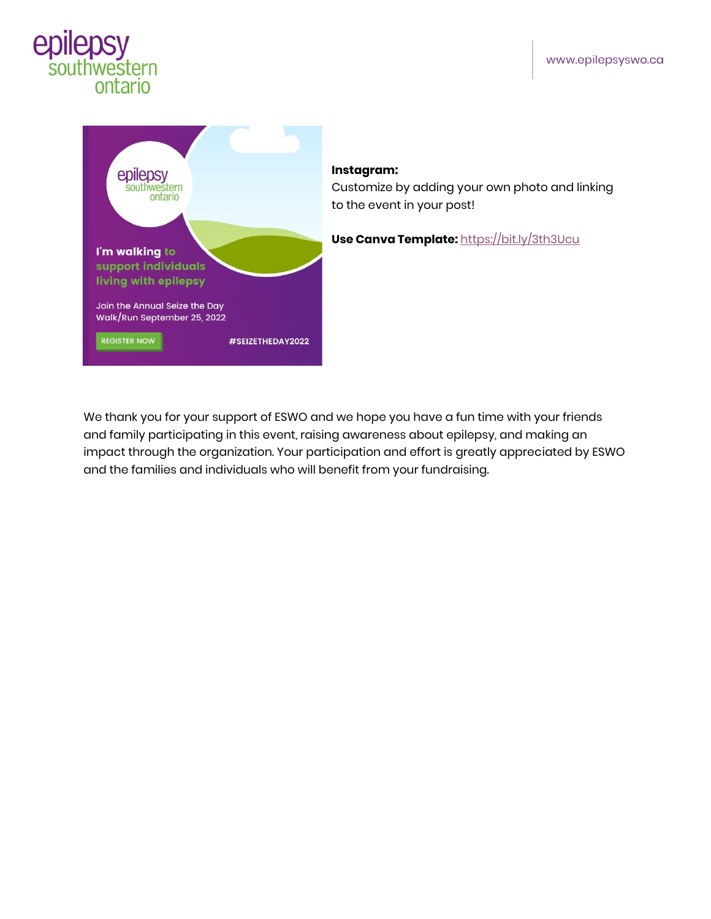**Instagram:**
Customize by adding your own photo and linking to the event in your post!

**Use Canva Template:** https://bit.ly/3th3Ucu

We thank you for your support of ESWO and we hope you have a fun time with your friends and family participating in this event, raising awareness about epilepsy, and making an impact through the organization. Your participation and effort is greatly appreciated by ESWO and the families and individuals who will benefit from your fundraising.